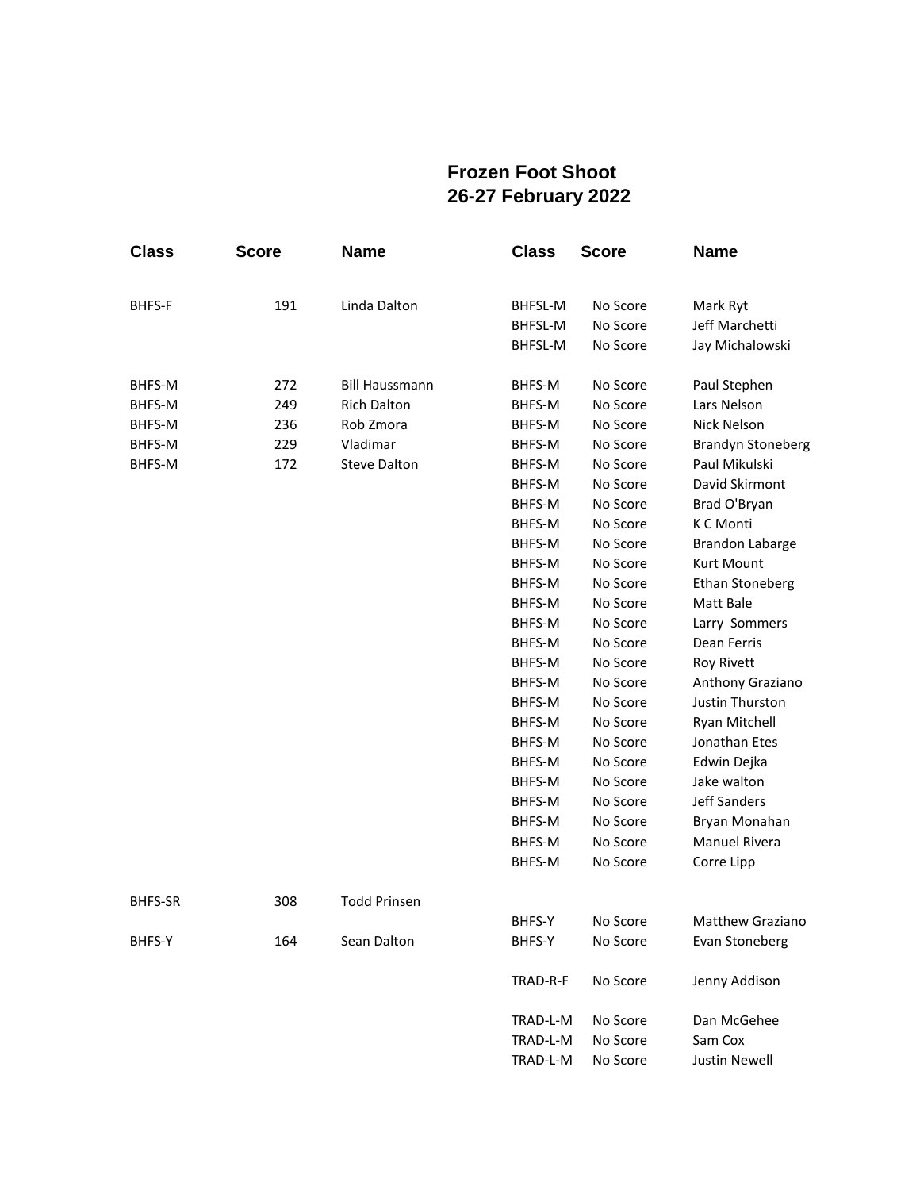# Frozen Foot Shoot
# 26-27 February 2022

| Class | Score | Name |
|---|---|---|
| BHFS-F | 191 | Linda Dalton |
| BHFS-M | 272 | Bill Haussmann |
| BHFS-M | 249 | Rich Dalton |
| BHFS-M | 236 | Rob Zmora |
| BHFS-M | 229 | Vladimar |
| BHFS-M | 172 | Steve Dalton |
| BHFS-SR | 308 | Todd Prinsen |
| BHFS-Y | 164 | Sean Dalton |

| Class | Score | Name |
|---|---|---|
| BHFSL-M | No Score | Mark Ryt |
| BHFSL-M | No Score | Jeff Marchetti |
| BHFSL-M | No Score | Jay Michalowski |
| BHFS-M | No Score | Paul Stephen |
| BHFS-M | No Score | Lars Nelson |
| BHFS-M | No Score | Nick Nelson |
| BHFS-M | No Score | Brandyn Stoneberg |
| BHFS-M | No Score | Paul Mikulski |
| BHFS-M | No Score | David Skirmont |
| BHFS-M | No Score | Brad O'Bryan |
| BHFS-M | No Score | K C Monti |
| BHFS-M | No Score | Brandon Labarge |
| BHFS-M | No Score | Kurt Mount |
| BHFS-M | No Score | Ethan Stoneberg |
| BHFS-M | No Score | Matt Bale |
| BHFS-M | No Score | Larry Sommers |
| BHFS-M | No Score | Dean Ferris |
| BHFS-M | No Score | Roy Rivett |
| BHFS-M | No Score | Anthony Graziano |
| BHFS-M | No Score | Justin Thurston |
| BHFS-M | No Score | Ryan Mitchell |
| BHFS-M | No Score | Jonathan Etes |
| BHFS-M | No Score | Edwin Dejka |
| BHFS-M | No Score | Jake walton |
| BHFS-M | No Score | Jeff Sanders |
| BHFS-M | No Score | Bryan Monahan |
| BHFS-M | No Score | Manuel Rivera |
| BHFS-M | No Score | Corre Lipp |
| BHFS-Y | No Score | Matthew Graziano |
| BHFS-Y | No Score | Evan Stoneberg |
| TRAD-R-F | No Score | Jenny Addison |
| TRAD-L-M | No Score | Dan McGehee |
| TRAD-L-M | No Score | Sam Cox |
| TRAD-L-M | No Score | Justin Newell |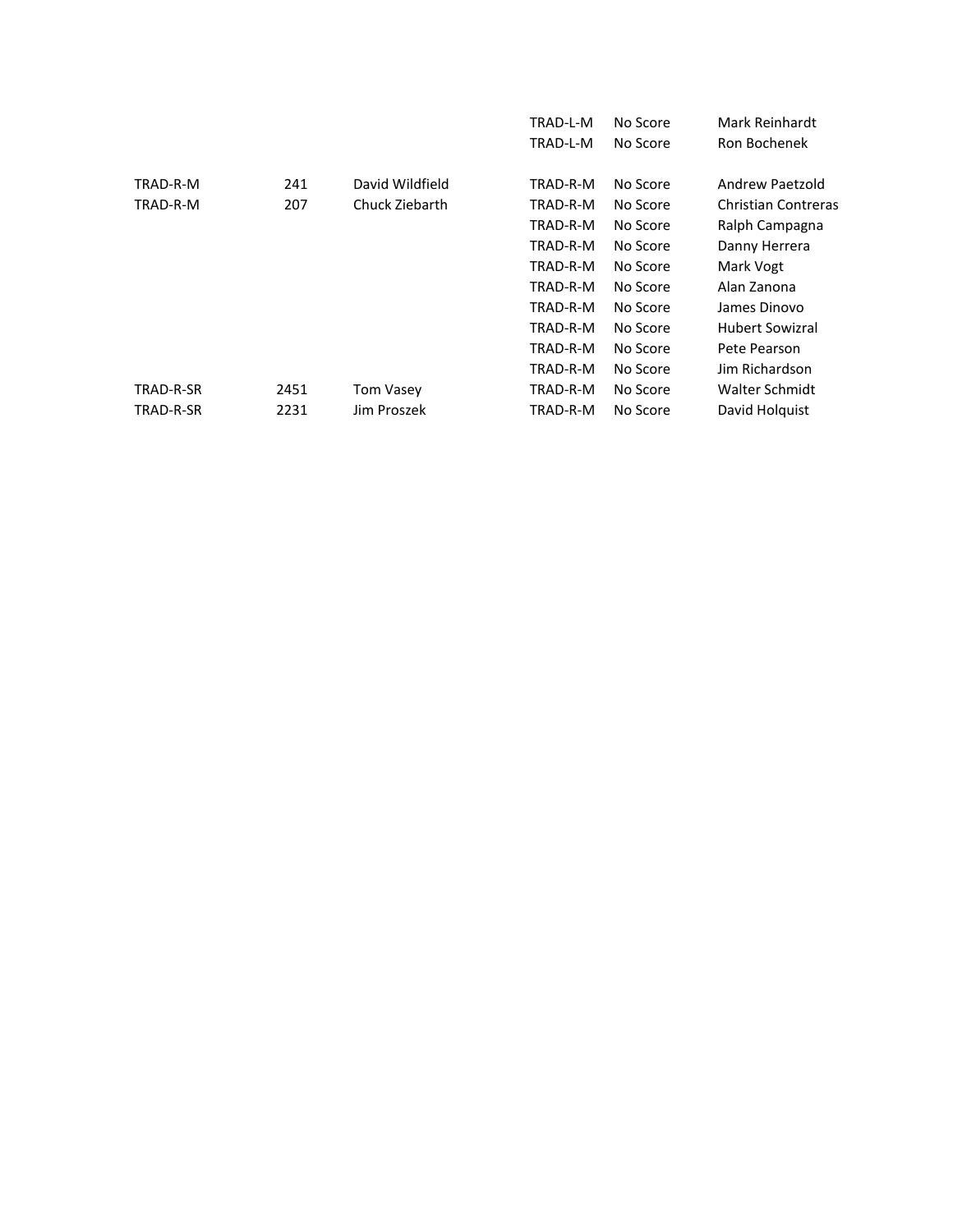| | | | | | |
|---|---|---|---|---|---|
| | | | TRAD-L-M | No Score | Mark Reinhardt |
| | | | TRAD-L-M | No Score | Ron Bochenek |
| | | | | | |
| TRAD-R-M | 241 | David Wildfield | TRAD-R-M | No Score | Andrew Paetzold |
| TRAD-R-M | 207 | Chuck Ziebarth | TRAD-R-M | No Score | Christian Contreras |
| | | | TRAD-R-M | No Score | Ralph Campagna |
| | | | TRAD-R-M | No Score | Danny Herrera |
| | | | TRAD-R-M | No Score | Mark Vogt |
| | | | TRAD-R-M | No Score | Alan Zanona |
| | | | TRAD-R-M | No Score | James Dinovo |
| | | | TRAD-R-M | No Score | Hubert Sowizral |
| | | | TRAD-R-M | No Score | Pete Pearson |
| | | | TRAD-R-M | No Score | Jim Richardson |
| TRAD-R-SR | 2451 | Tom Vasey | TRAD-R-M | No Score | Walter Schmidt |
| TRAD-R-SR | 2231 | Jim Proszek | TRAD-R-M | No Score | David Holquist |